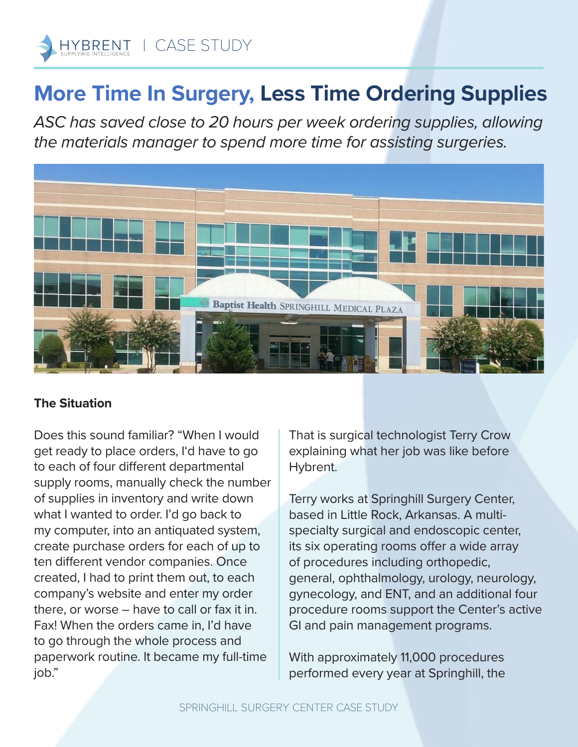HYBRENT | CASE STUDY

# More Time In Surgery, Less Time Ordering Supplies

*ASC has saved close to 20 hours per week ordering supplies, allowing the materials manager to spend more time for assisting surgeries.*

### The Situation

Does this sound familiar? "When I would get ready to place orders, I'd have to go to each of four different departmental supply rooms, manually check the number of supplies in inventory and write down what I wanted to order. I'd go back to my computer, into an antiquated system, create purchase orders for each of up to ten different vendor companies. Once created, I had to print them out, to each company's website and enter my order there, or worse – have to call or fax it in. Fax! When the orders came in, I'd have to go through the whole process and paperwork routine. It became my full-time job."

That is surgical technologist Terry Crow explaining what her job was like before Hybrent.

Terry works at Springhill Surgery Center, based in Little Rock, Arkansas. A multi-specialty surgical and endoscopic center, its six operating rooms offer a wide array of procedures including orthopedic, general, ophthalmology, urology, neurology, gynecology, and ENT, and an additional four procedure rooms support the Center's active GI and pain management programs.

With approximately 11,000 procedures performed every year at Springhill, the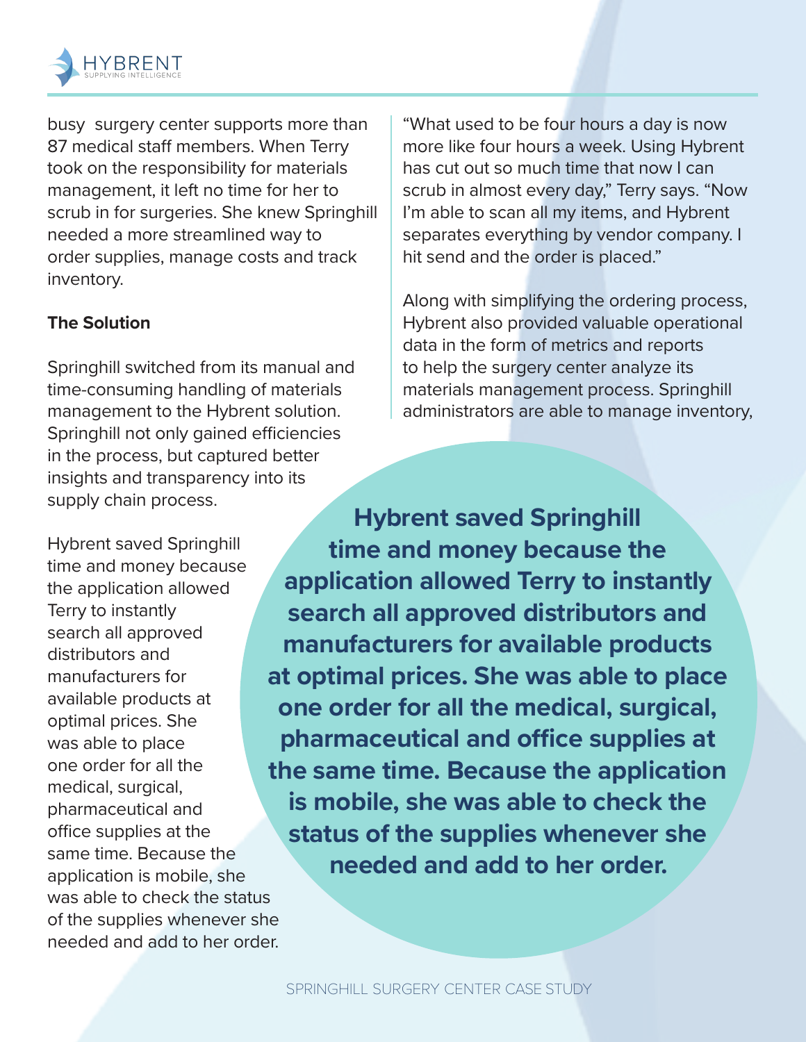busy surgery center supports more than 87 medical staff members. When Terry took on the responsibility for materials management, it left no time for her to scrub in for surgeries. She knew Springhill needed a more streamlined way to order supplies, manage costs and track inventory.

**The Solution**

Springhill switched from its manual and time-consuming handling of materials management to the Hybrent solution. Springhill not only gained efficiencies in the process, but captured better insights and transparency into its supply chain process.

Hybrent saved Springhill time and money because the application allowed Terry to instantly search all approved distributors and manufacturers for available products at optimal prices. She was able to place one order for all the medical, surgical, pharmaceutical and office supplies at the same time. Because the application is mobile, she was able to check the status of the supplies whenever she needed and add to her order.

"What used to be four hours a day is now more like four hours a week. Using Hybrent has cut out so much time that now I can scrub in almost every day," Terry says. "Now I'm able to scan all my items, and Hybrent separates everything by vendor company. I hit send and the order is placed."

Along with simplifying the ordering process, Hybrent also provided valuable operational data in the form of metrics and reports to help the surgery center analyze its materials management process. Springhill administrators are able to manage inventory,

**Hybrent saved Springhill time and money because the application allowed Terry to instantly search all approved distributors and manufacturers for available products at optimal prices. She was able to place one order for all the medical, surgical, pharmaceutical and office supplies at the same time. Because the application is mobile, she was able to check the status of the supplies whenever she needed and add to her order.**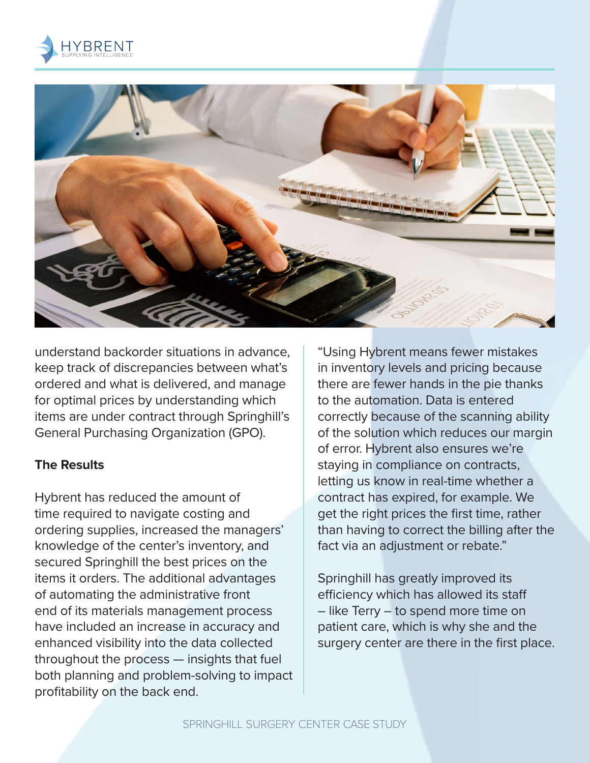understand backorder situations in advance, keep track of discrepancies between what's ordered and what is delivered, and manage for optimal prices by understanding which items are under contract through Springhill's General Purchasing Organization (GPO).

**The Results**

Hybrent has reduced the amount of time required to navigate costing and ordering supplies, increased the managers' knowledge of the center's inventory, and secured Springhill the best prices on the items it orders. The additional advantages of automating the administrative front end of its materials management process have included an increase in accuracy and enhanced visibility into the data collected throughout the process — insights that fuel both planning and problem-solving to impact profitability on the back end.

"Using Hybrent means fewer mistakes in inventory levels and pricing because there are fewer hands in the pie thanks to the automation. Data is entered correctly because of the scanning ability of the solution which reduces our margin of error. Hybrent also ensures we're staying in compliance on contracts, letting us know in real-time whether a contract has expired, for example. We get the right prices the first time, rather than having to correct the billing after the fact via an adjustment or rebate."

Springhill has greatly improved its efficiency which has allowed its staff – like Terry – to spend more time on patient care, which is why she and the surgery center are there in the first place.